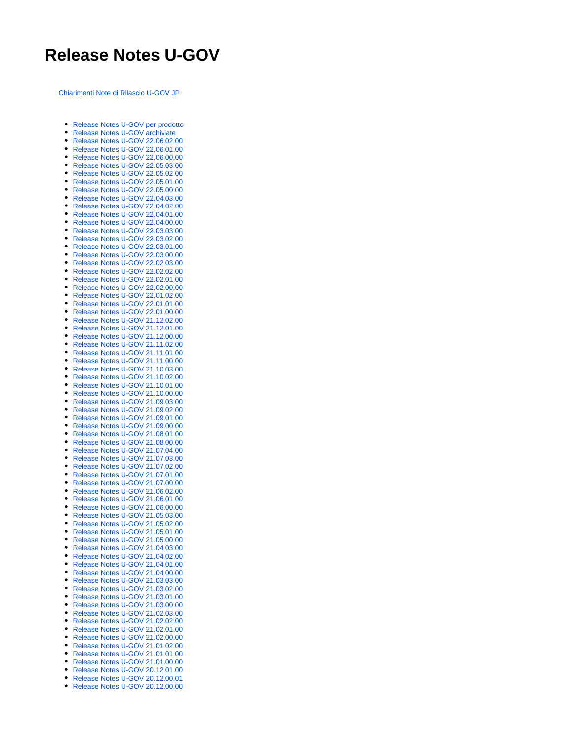# Release Notes U-GOV

Chiarimenti Note di Rilascio U-GOV JP

- Release Notes U-GOV per prodotto
- Release Notes U-GOV archiviate
- Release Notes U-GOV 22.06.02.00
- Release Notes U-GOV 22.06.01.00
- Release Notes U-GOV 22.06.00.00
- Release Notes U-GOV 22.05.03.00
- Release Notes U-GOV 22.05.02.00
- Release Notes U-GOV 22.05.01.00
- Release Notes U-GOV 22.05.00.00
- Release Notes U-GOV 22.04.03.00
- Release Notes U-GOV 22.04.02.00
- Release Notes U-GOV 22.04.01.00
- Release Notes U-GOV 22.04.00.00
- Release Notes U-GOV 22.03.03.00
- Release Notes U-GOV 22.03.02.00
- Release Notes U-GOV 22.03.01.00
- Release Notes U-GOV 22.03.00.00
- Release Notes U-GOV 22.02.03.00
- Release Notes U-GOV 22.02.02.00
- Release Notes U-GOV 22.02.01.00
- Release Notes U-GOV 22.02.00.00
- Release Notes U-GOV 22.01.02.00
- Release Notes U-GOV 22.01.01.00
- Release Notes U-GOV 22.01.00.00
- Release Notes U-GOV 21.12.02.00
- Release Notes U-GOV 21.12.01.00
- Release Notes U-GOV 21.12.00.00
- Release Notes U-GOV 21.11.02.00
- Release Notes U-GOV 21.11.01.00
- Release Notes U-GOV 21.11.00.00
- Release Notes U-GOV 21.10.03.00
- Release Notes U-GOV 21.10.02.00
- Release Notes U-GOV 21.10.01.00
- Release Notes U-GOV 21.10.00.00
- Release Notes U-GOV 21.09.03.00
- Release Notes U-GOV 21.09.02.00
- Release Notes U-GOV 21.09.01.00
- Release Notes U-GOV 21.09.00.00
- Release Notes U-GOV 21.08.01.00
- Release Notes U-GOV 21.08.00.00
- Release Notes U-GOV 21.07.04.00
- Release Notes U-GOV 21.07.03.00
- Release Notes U-GOV 21.07.02.00
- Release Notes U-GOV 21.07.01.00
- Release Notes U-GOV 21.07.00.00
- Release Notes U-GOV 21.06.02.00
- Release Notes U-GOV 21.06.01.00
- Release Notes U-GOV 21.06.00.00
- Release Notes U-GOV 21.05.03.00
- Release Notes U-GOV 21.05.02.00
- Release Notes U-GOV 21.05.01.00
- Release Notes U-GOV 21.05.00.00
- Release Notes U-GOV 21.04.03.00
- Release Notes U-GOV 21.04.02.00
- Release Notes U-GOV 21.04.01.00
- Release Notes U-GOV 21.04.00.00
- Release Notes U-GOV 21.03.03.00
- Release Notes U-GOV 21.03.02.00
- Release Notes U-GOV 21.03.01.00
- Release Notes U-GOV 21.03.00.00
- Release Notes U-GOV 21.02.03.00
- Release Notes U-GOV 21.02.02.00
- Release Notes U-GOV 21.02.01.00
- Release Notes U-GOV 21.02.00.00
- Release Notes U-GOV 21.01.02.00
- Release Notes U-GOV 21.01.01.00
- Release Notes U-GOV 21.01.00.00
- Release Notes U-GOV 20.12.01.00
- Release Notes U-GOV 20.12.00.01
- Release Notes U-GOV 20.12.00.00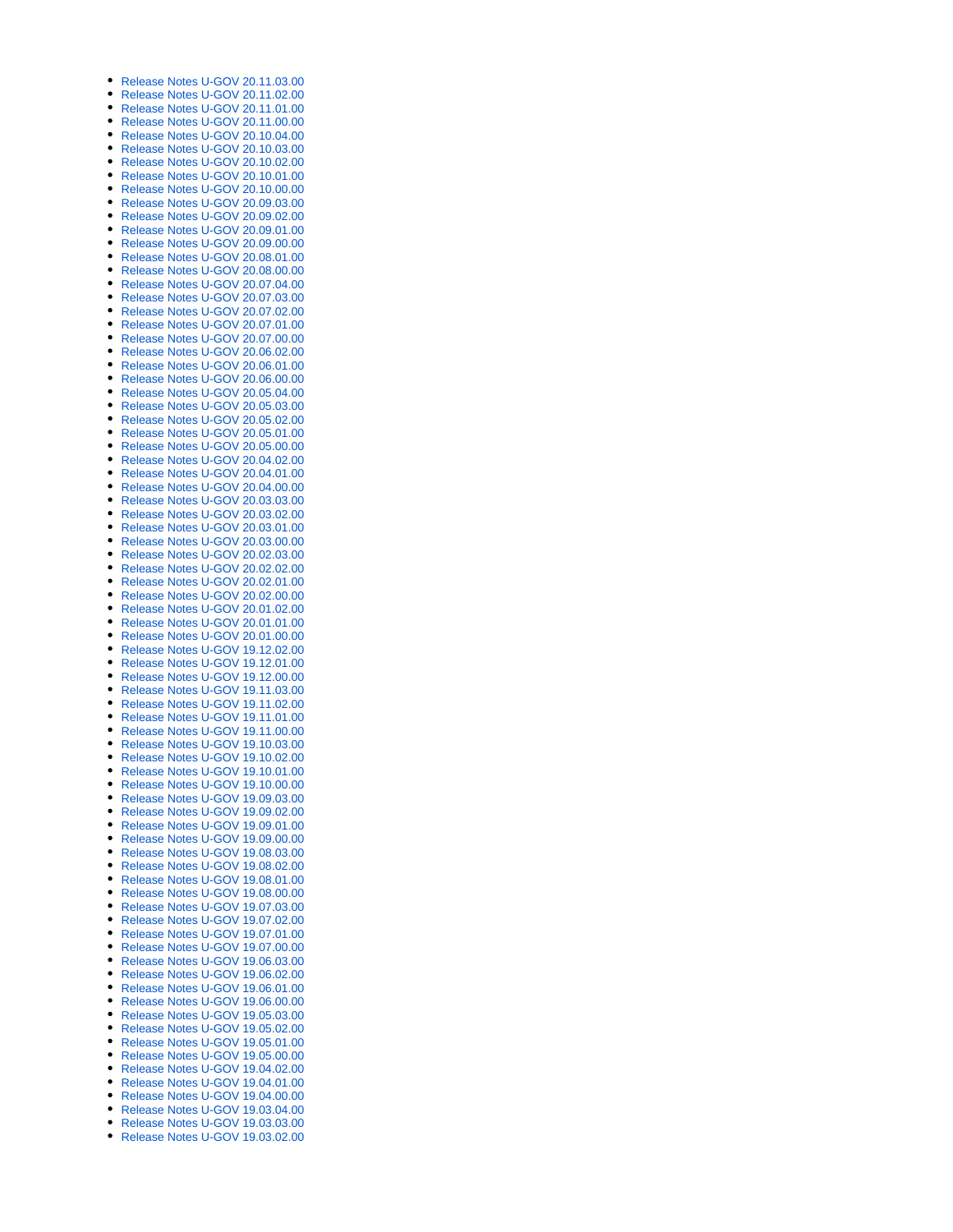- Release Notes U-GOV 20.11.03.00
- Release Notes U-GOV 20.11.02.00
- Release Notes U-GOV 20.11.01.00
- Release Notes U-GOV 20.11.00.00
- Release Notes U-GOV 20.10.04.00
- Release Notes U-GOV 20.10.03.00
- Release Notes U-GOV 20.10.02.00
- Release Notes U-GOV 20.10.01.00
- Release Notes U-GOV 20.10.00.00
- Release Notes U-GOV 20.09.03.00
- Release Notes U-GOV 20.09.02.00
- Release Notes U-GOV 20.09.01.00
- Release Notes U-GOV 20.09.00.00
- Release Notes U-GOV 20.08.01.00
- Release Notes U-GOV 20.08.00.00
- Release Notes U-GOV 20.07.04.00
- Release Notes U-GOV 20.07.03.00
- Release Notes U-GOV 20.07.02.00
- Release Notes U-GOV 20.07.01.00
- Release Notes U-GOV 20.07.00.00
- Release Notes U-GOV 20.06.02.00
- Release Notes U-GOV 20.06.01.00
- Release Notes U-GOV 20.06.00.00
- Release Notes U-GOV 20.05.04.00
- Release Notes U-GOV 20.05.03.00
- Release Notes U-GOV 20.05.02.00
- Release Notes U-GOV 20.05.01.00
- Release Notes U-GOV 20.05.00.00
- Release Notes U-GOV 20.04.02.00
- Release Notes U-GOV 20.04.01.00
- Release Notes U-GOV 20.04.00.00
- Release Notes U-GOV 20.03.03.00
- Release Notes U-GOV 20.03.02.00
- Release Notes U-GOV 20.03.01.00
- Release Notes U-GOV 20.03.00.00
- Release Notes U-GOV 20.02.03.00
- Release Notes U-GOV 20.02.02.00
- Release Notes U-GOV 20.02.01.00
- Release Notes U-GOV 20.02.00.00
- Release Notes U-GOV 20.01.02.00
- Release Notes U-GOV 20.01.01.00
- Release Notes U-GOV 20.01.00.00
- Release Notes U-GOV 19.12.02.00
- Release Notes U-GOV 19.12.01.00
- Release Notes U-GOV 19.12.00.00
- Release Notes U-GOV 19.11.03.00
- Release Notes U-GOV 19.11.02.00
- Release Notes U-GOV 19.11.01.00
- Release Notes U-GOV 19.11.00.00
- Release Notes U-GOV 19.10.03.00
- Release Notes U-GOV 19.10.02.00
- Release Notes U-GOV 19.10.01.00
- Release Notes U-GOV 19.10.00.00
- Release Notes U-GOV 19.09.03.00
- Release Notes U-GOV 19.09.02.00
- Release Notes U-GOV 19.09.01.00
- Release Notes U-GOV 19.09.00.00
- Release Notes U-GOV 19.08.03.00
- Release Notes U-GOV 19.08.02.00
- Release Notes U-GOV 19.08.01.00
- Release Notes U-GOV 19.08.00.00
- Release Notes U-GOV 19.07.03.00
- Release Notes U-GOV 19.07.02.00
- Release Notes U-GOV 19.07.01.00
- Release Notes U-GOV 19.07.00.00
- Release Notes U-GOV 19.06.03.00
- Release Notes U-GOV 19.06.02.00
- Release Notes U-GOV 19.06.01.00
- Release Notes U-GOV 19.06.00.00
- Release Notes U-GOV 19.05.03.00
- Release Notes U-GOV 19.05.02.00
- Release Notes U-GOV 19.05.01.00
- Release Notes U-GOV 19.05.00.00
- Release Notes U-GOV 19.04.02.00
- Release Notes U-GOV 19.04.01.00
- Release Notes U-GOV 19.04.00.00
- Release Notes U-GOV 19.03.04.00
- Release Notes U-GOV 19.03.03.00
- Release Notes U-GOV 19.03.02.00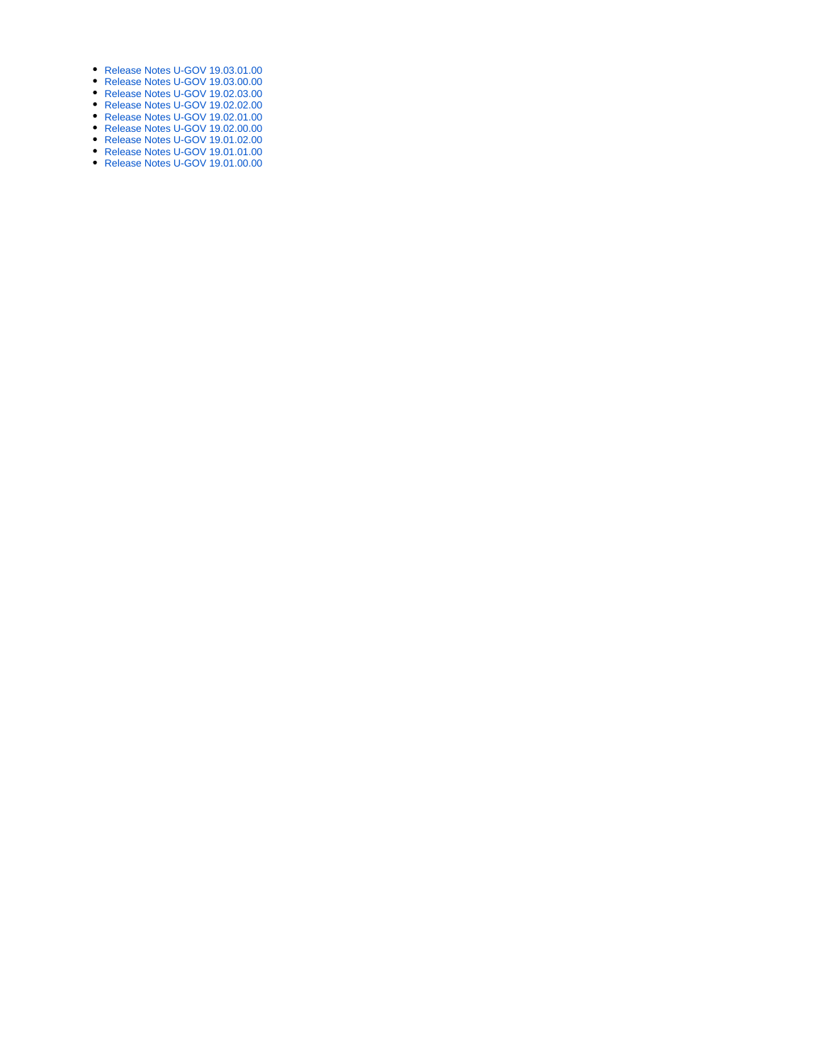- Release Notes U-GOV 19.03.01.00
- Release Notes U-GOV 19.03.00.00
- Release Notes U-GOV 19.02.03.00
- Release Notes U-GOV 19.02.02.00
- Release Notes U-GOV 19.02.01.00
- Release Notes U-GOV 19.02.00.00
- Release Notes U-GOV 19.01.02.00
- Release Notes U-GOV 19.01.01.00
- Release Notes U-GOV 19.01.00.00